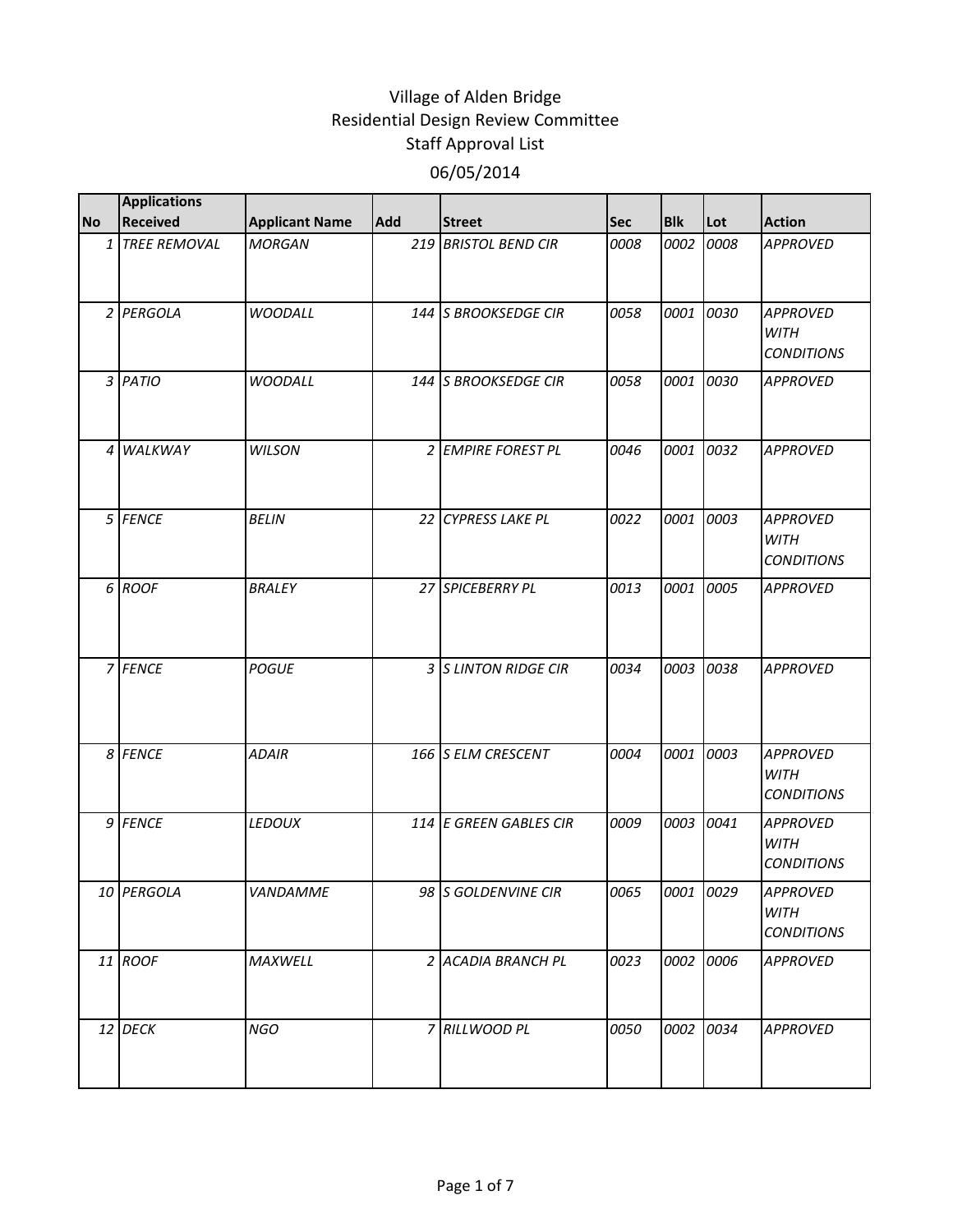# Village of Alden Bridge
## Residential Design Review Committee
## Staff Approval List
## 06/05/2014

| No | Applications Received | Applicant Name | Add | Street | Sec | Blk | Lot | Action |
|---|---|---|---|---|---|---|---|---|
| 1 | TREE REMOVAL | MORGAN | 219 | BRISTOL BEND CIR | 0008 | 0002 | 0008 | APPROVED |
| 2 | PERGOLA | WOODALL | 144 | S BROOKSEDGE CIR | 0058 | 0001 | 0030 | APPROVED WITH CONDITIONS |
| 3 | PATIO | WOODALL | 144 | S BROOKSEDGE CIR | 0058 | 0001 | 0030 | APPROVED |
| 4 | WALKWAY | WILSON | 2 | EMPIRE FOREST PL | 0046 | 0001 | 0032 | APPROVED |
| 5 | FENCE | BELIN | 22 | CYPRESS LAKE PL | 0022 | 0001 | 0003 | APPROVED WITH CONDITIONS |
| 6 | ROOF | BRALEY | 27 | SPICEBERRY PL | 0013 | 0001 | 0005 | APPROVED |
| 7 | FENCE | POGUE | 3 | S LINTON RIDGE CIR | 0034 | 0003 | 0038 | APPROVED |
| 8 | FENCE | ADAIR | 166 | S ELM CRESCENT | 0004 | 0001 | 0003 | APPROVED WITH CONDITIONS |
| 9 | FENCE | LEDOUX | 114 | E GREEN GABLES CIR | 0009 | 0003 | 0041 | APPROVED WITH CONDITIONS |
| 10 | PERGOLA | VANDAMME | 98 | S GOLDENVINE CIR | 0065 | 0001 | 0029 | APPROVED WITH CONDITIONS |
| 11 | ROOF | MAXWELL | 2 | ACADIA BRANCH PL | 0023 | 0002 | 0006 | APPROVED |
| 12 | DECK | NGO | 7 | RILLWOOD PL | 0050 | 0002 | 0034 | APPROVED |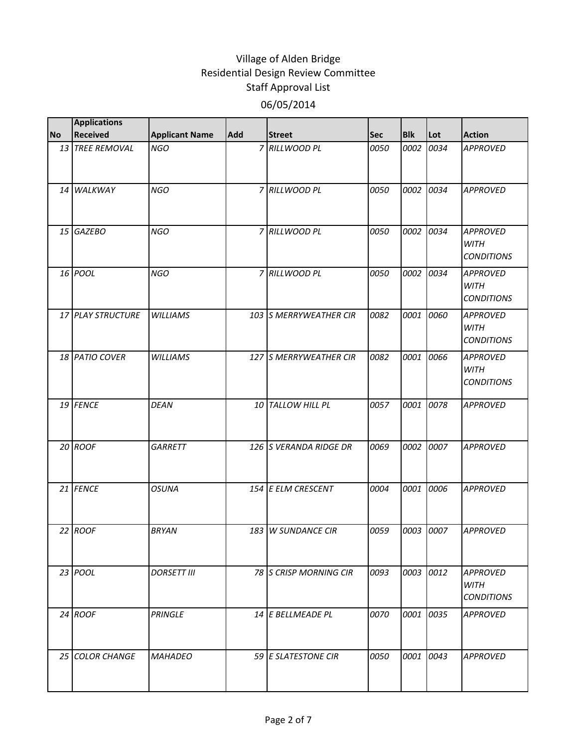# Village of Alden Bridge
## Residential Design Review Committee
## Staff Approval List
## 06/05/2014

| No | Applications Received | Applicant Name | Add | Street | Sec | Blk | Lot | Action |
|---|---|---|---|---|---|---|---|---|
| 13 | TREE REMOVAL | NGO | 7 | RILLWOOD PL | 0050 | 0002 | 0034 | APPROVED |
| 14 | WALKWAY | NGO | 7 | RILLWOOD PL | 0050 | 0002 | 0034 | APPROVED |
| 15 | GAZEBO | NGO | 7 | RILLWOOD PL | 0050 | 0002 | 0034 | APPROVED WITH CONDITIONS |
| 16 | POOL | NGO | 7 | RILLWOOD PL | 0050 | 0002 | 0034 | APPROVED WITH CONDITIONS |
| 17 | PLAY STRUCTURE | WILLIAMS | 103 | S MERRYWEATHER CIR | 0082 | 0001 | 0060 | APPROVED WITH CONDITIONS |
| 18 | PATIO COVER | WILLIAMS | 127 | S MERRYWEATHER CIR | 0082 | 0001 | 0066 | APPROVED WITH CONDITIONS |
| 19 | FENCE | DEAN | 10 | TALLOW HILL PL | 0057 | 0001 | 0078 | APPROVED |
| 20 | ROOF | GARRETT | 126 | S VERANDA RIDGE DR | 0069 | 0002 | 0007 | APPROVED |
| 21 | FENCE | OSUNA | 154 | E ELM CRESCENT | 0004 | 0001 | 0006 | APPROVED |
| 22 | ROOF | BRYAN | 183 | W SUNDANCE CIR | 0059 | 0003 | 0007 | APPROVED |
| 23 | POOL | DORSETT III | 78 | S CRISP MORNING CIR | 0093 | 0003 | 0012 | APPROVED WITH CONDITIONS |
| 24 | ROOF | PRINGLE | 14 | E BELLMEADE PL | 0070 | 0001 | 0035 | APPROVED |
| 25 | COLOR CHANGE | MAHADEO | 59 | E SLATESTONE CIR | 0050 | 0001 | 0043 | APPROVED |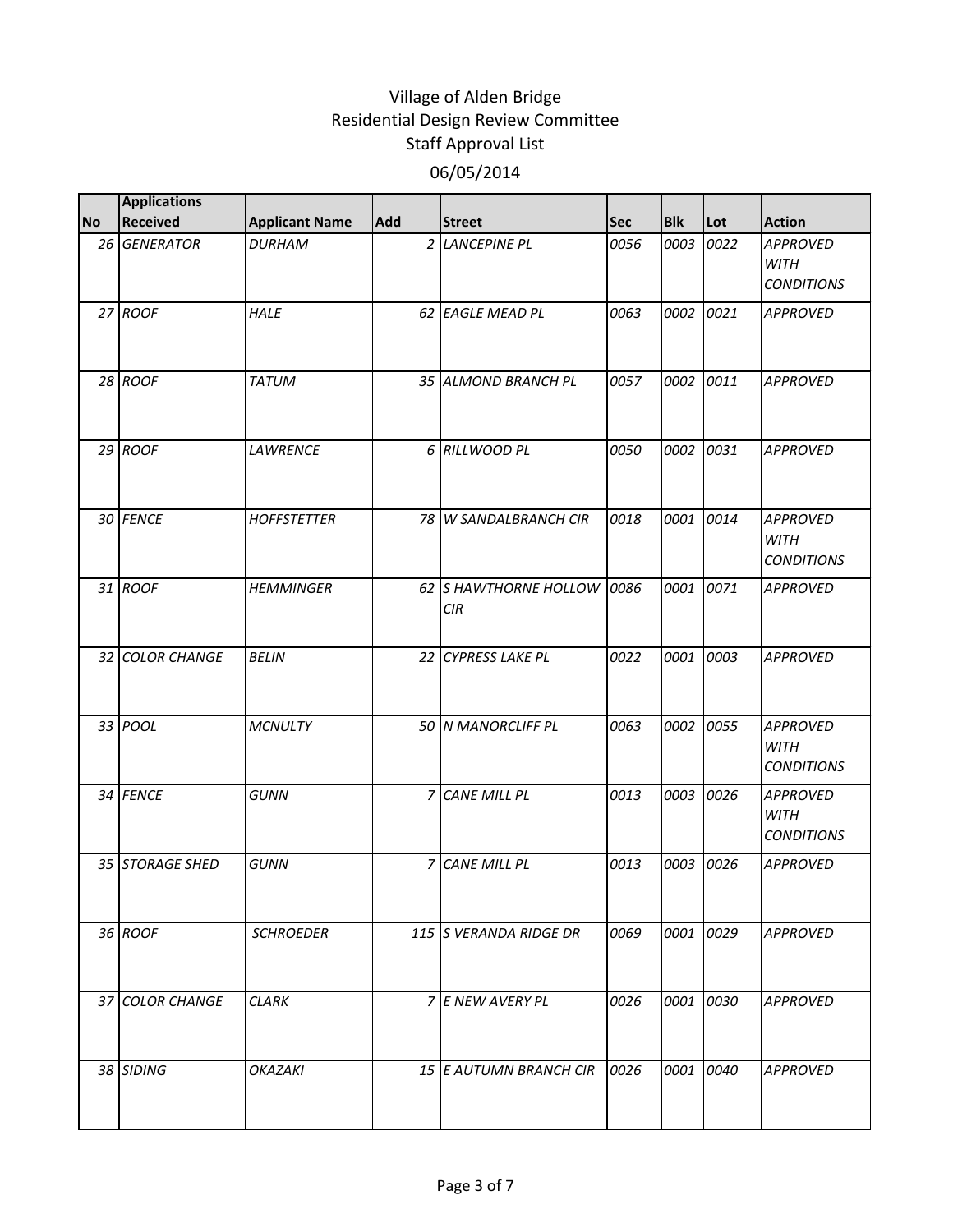# Village of Alden Bridge
## Residential Design Review Committee
## Staff Approval List
## 06/05/2014

| No | Applications Received | Applicant Name | Add | Street | Sec | Blk | Lot | Action |
|---|---|---|---|---|---|---|---|---|
| 26 | GENERATOR | DURHAM | 2 | LANCEPINE PL | 0056 | 0003 | 0022 | APPROVED WITH CONDITIONS |
| 27 | ROOF | HALE | 62 | EAGLE MEAD PL | 0063 | 0002 | 0021 | APPROVED |
| 28 | ROOF | TATUM | 35 | ALMOND BRANCH PL | 0057 | 0002 | 0011 | APPROVED |
| 29 | ROOF | LAWRENCE | 6 | RILLWOOD PL | 0050 | 0002 | 0031 | APPROVED |
| 30 | FENCE | HOFFSTETTER | 78 | W SANDALBRANCH CIR | 0018 | 0001 | 0014 | APPROVED WITH CONDITIONS |
| 31 | ROOF | HEMMINGER | 62 | S HAWTHORNE HOLLOW CIR | 0086 | 0001 | 0071 | APPROVED |
| 32 | COLOR CHANGE | BELIN | 22 | CYPRESS LAKE PL | 0022 | 0001 | 0003 | APPROVED |
| 33 | POOL | MCNULTY | 50 | N MANORCLIFF PL | 0063 | 0002 | 0055 | APPROVED WITH CONDITIONS |
| 34 | FENCE | GUNN | 7 | CANE MILL PL | 0013 | 0003 | 0026 | APPROVED WITH CONDITIONS |
| 35 | STORAGE SHED | GUNN | 7 | CANE MILL PL | 0013 | 0003 | 0026 | APPROVED |
| 36 | ROOF | SCHROEDER | 115 | S VERANDA RIDGE DR | 0069 | 0001 | 0029 | APPROVED |
| 37 | COLOR CHANGE | CLARK | 7 | E NEW AVERY PL | 0026 | 0001 | 0030 | APPROVED |
| 38 | SIDING | OKAZAKI | 15 | E AUTUMN BRANCH CIR | 0026 | 0001 | 0040 | APPROVED |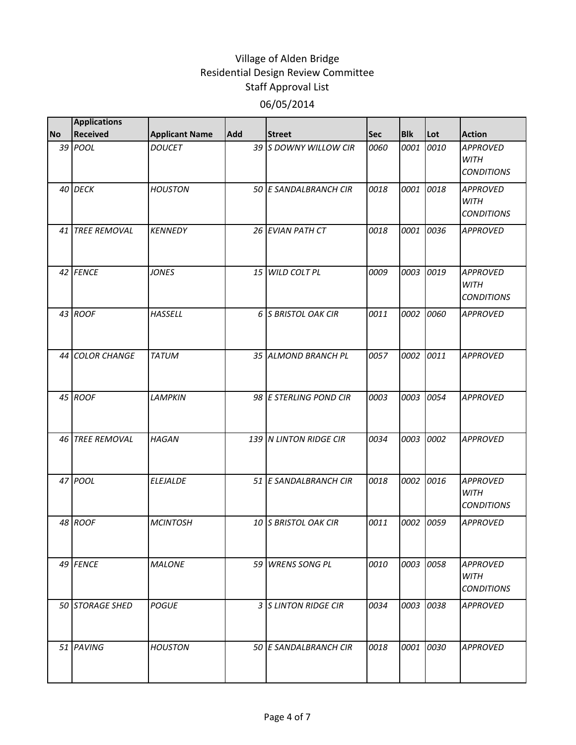# Village of Alden Bridge
## Residential Design Review Committee
## Staff Approval List
## 06/05/2014

| No | Applications Received | Applicant Name | Add | Street | Sec | Blk | Lot | Action |
|---|---|---|---|---|---|---|---|---|
| 39 | *POOL* | *DOUCET* | 39 | *S DOWNY WILLOW CIR* | *0060* | *0001* | *0010* | *APPROVED WITH CONDITIONS* |
| 40 | *DECK* | *HOUSTON* | 50 | *E SANDALBRANCH CIR* | *0018* | *0001* | *0018* | *APPROVED WITH CONDITIONS* |
| 41 | *TREE REMOVAL* | *KENNEDY* | 26 | *EVIAN PATH CT* | *0018* | *0001* | *0036* | *APPROVED* |
| 42 | *FENCE* | *JONES* | 15 | *WILD COLT PL* | *0009* | *0003* | *0019* | *APPROVED WITH CONDITIONS* |
| 43 | *ROOF* | *HASSELL* | 6 | *S BRISTOL OAK CIR* | *0011* | *0002* | *0060* | *APPROVED* |
| 44 | *COLOR CHANGE* | *TATUM* | 35 | *ALMOND BRANCH PL* | *0057* | *0002* | *0011* | *APPROVED* |
| 45 | *ROOF* | *LAMPKIN* | 98 | *E STERLING POND CIR* | *0003* | *0003* | *0054* | *APPROVED* |
| 46 | *TREE REMOVAL* | *HAGAN* | 139 | *N LINTON RIDGE CIR* | *0034* | *0003* | *0002* | *APPROVED* |
| 47 | *POOL* | *ELEJALDE* | 51 | *E SANDALBRANCH CIR* | *0018* | *0002* | *0016* | *APPROVED WITH CONDITIONS* |
| 48 | *ROOF* | *MCINTOSH* | 10 | *S BRISTOL OAK CIR* | *0011* | *0002* | *0059* | *APPROVED* |
| 49 | *FENCE* | *MALONE* | 59 | *WRENS SONG PL* | *0010* | *0003* | *0058* | *APPROVED WITH CONDITIONS* |
| 50 | *STORAGE SHED* | *POGUE* | 3 | *S LINTON RIDGE CIR* | *0034* | *0003* | *0038* | *APPROVED* |
| 51 | *PAVING* | *HOUSTON* | 50 | *E SANDALBRANCH CIR* | *0018* | *0001* | *0030* | *APPROVED* |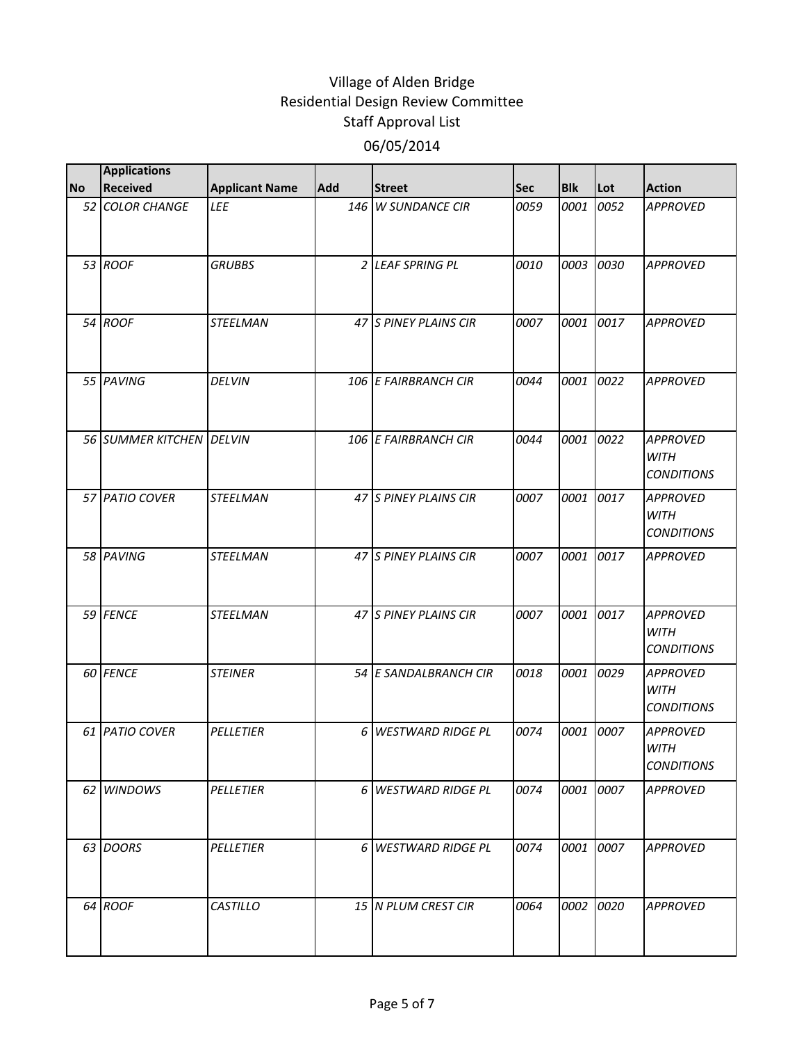# Village of Alden Bridge
## Residential Design Review Committee
## Staff Approval List
## 06/05/2014

| No | Applications Received | Applicant Name | Add | Street | Sec | Blk | Lot | Action |
|---|---|---|---|---|---|---|---|---|
| 52 | COLOR CHANGE | LEE | 146 | W SUNDANCE CIR | 0059 | 0001 | 0052 | APPROVED |
| 53 | ROOF | GRUBBS | 2 | LEAF SPRING PL | 0010 | 0003 | 0030 | APPROVED |
| 54 | ROOF | STEELMAN | 47 | S PINEY PLAINS CIR | 0007 | 0001 | 0017 | APPROVED |
| 55 | PAVING | DELVIN | 106 | E FAIRBRANCH CIR | 0044 | 0001 | 0022 | APPROVED |
| 56 | SUMMER KITCHEN | DELVIN | 106 | E FAIRBRANCH CIR | 0044 | 0001 | 0022 | APPROVED WITH CONDITIONS |
| 57 | PATIO COVER | STEELMAN | 47 | S PINEY PLAINS CIR | 0007 | 0001 | 0017 | APPROVED WITH CONDITIONS |
| 58 | PAVING | STEELMAN | 47 | S PINEY PLAINS CIR | 0007 | 0001 | 0017 | APPROVED |
| 59 | FENCE | STEELMAN | 47 | S PINEY PLAINS CIR | 0007 | 0001 | 0017 | APPROVED WITH CONDITIONS |
| 60 | FENCE | STEINER | 54 | E SANDALBRANCH CIR | 0018 | 0001 | 0029 | APPROVED WITH CONDITIONS |
| 61 | PATIO COVER | PELLETIER | 6 | WESTWARD RIDGE PL | 0074 | 0001 | 0007 | APPROVED WITH CONDITIONS |
| 62 | WINDOWS | PELLETIER | 6 | WESTWARD RIDGE PL | 0074 | 0001 | 0007 | APPROVED |
| 63 | DOORS | PELLETIER | 6 | WESTWARD RIDGE PL | 0074 | 0001 | 0007 | APPROVED |
| 64 | ROOF | CASTILLO | 15 | N PLUM CREST CIR | 0064 | 0002 | 0020 | APPROVED |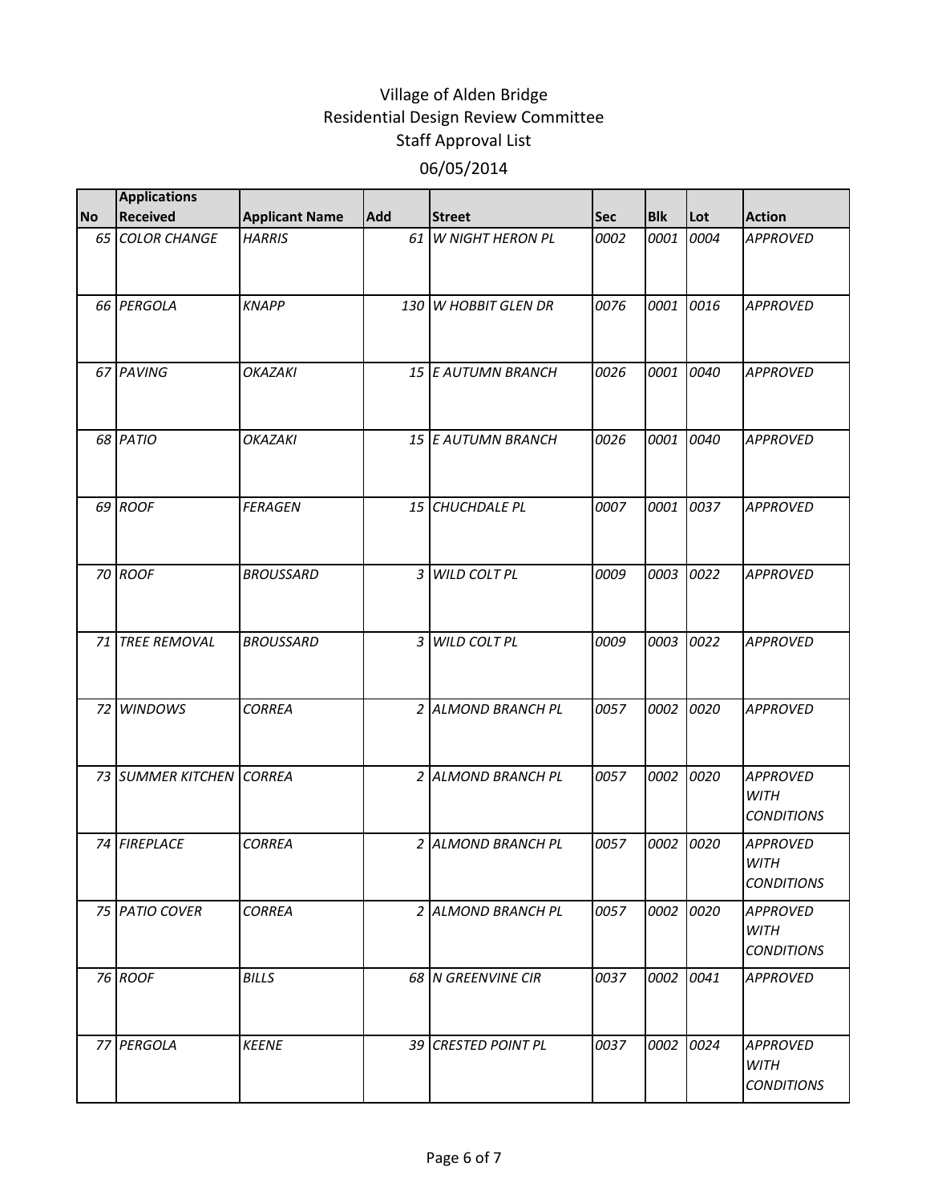# Village of Alden Bridge
## Residential Design Review Committee
## Staff Approval List
### 06/05/2014

| No | Applications Received | Applicant Name | Add | Street | Sec | Blk | Lot | Action |
|---|---|---|---|---|---|---|---|---|
| 65 | COLOR CHANGE | HARRIS | 61 | W NIGHT HERON PL | 0002 | 0001 | 0004 | APPROVED |
| 66 | PERGOLA | KNAPP | 130 | W HOBBIT GLEN DR | 0076 | 0001 | 0016 | APPROVED |
| 67 | PAVING | OKAZAKI | 15 | E AUTUMN BRANCH | 0026 | 0001 | 0040 | APPROVED |
| 68 | PATIO | OKAZAKI | 15 | E AUTUMN BRANCH | 0026 | 0001 | 0040 | APPROVED |
| 69 | ROOF | FERAGEN | 15 | CHUCHDALE PL | 0007 | 0001 | 0037 | APPROVED |
| 70 | ROOF | BROUSSARD | 3 | WILD COLT PL | 0009 | 0003 | 0022 | APPROVED |
| 71 | TREE REMOVAL | BROUSSARD | 3 | WILD COLT PL | 0009 | 0003 | 0022 | APPROVED |
| 72 | WINDOWS | CORREA | 2 | ALMOND BRANCH PL | 0057 | 0002 | 0020 | APPROVED |
| 73 | SUMMER KITCHEN | CORREA | 2 | ALMOND BRANCH PL | 0057 | 0002 | 0020 | APPROVED WITH CONDITIONS |
| 74 | FIREPLACE | CORREA | 2 | ALMOND BRANCH PL | 0057 | 0002 | 0020 | APPROVED WITH CONDITIONS |
| 75 | PATIO COVER | CORREA | 2 | ALMOND BRANCH PL | 0057 | 0002 | 0020 | APPROVED WITH CONDITIONS |
| 76 | ROOF | BILLS | 68 | N GREENVINE CIR | 0037 | 0002 | 0041 | APPROVED |
| 77 | PERGOLA | KEENE | 39 | CRESTED POINT PL | 0037 | 0002 | 0024 | APPROVED WITH CONDITIONS |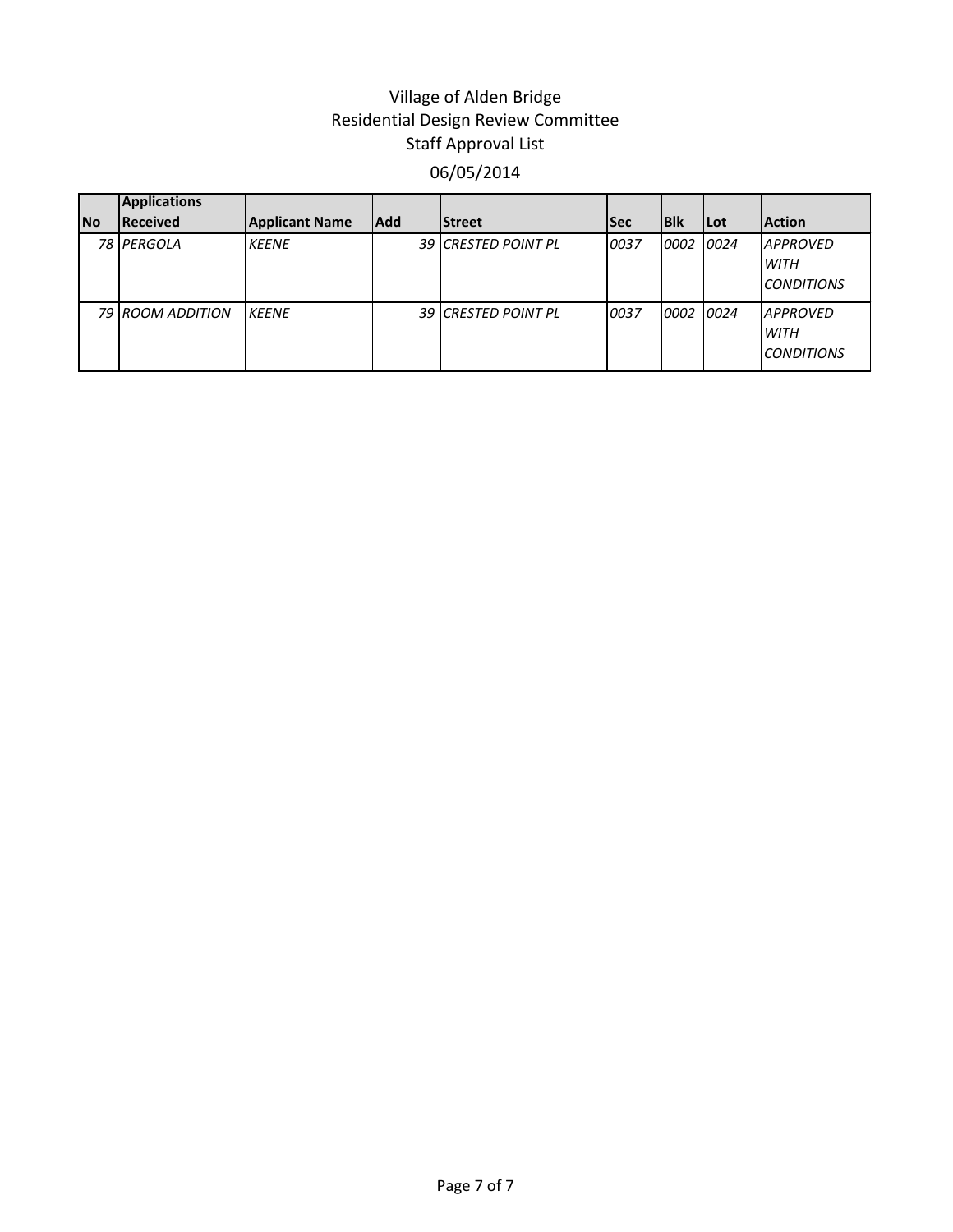# Village of Alden Bridge
## Residential Design Review Committee
## Staff Approval List
## 06/05/2014

| No | Applications Received | Applicant Name | Add | Street | Sec | Blk | Lot | Action |
|---|---|---|---|---|---|---|---|---|
| *78* | *PERGOLA* | *KEENE* | *39* | *CRESTED POINT PL* | *0037* | *0002* | *0024* | *APPROVED WITH CONDITIONS* |
| *79* | *ROOM ADDITION* | *KEENE* | *39* | *CRESTED POINT PL* | *0037* | *0002* | *0024* | *APPROVED WITH CONDITIONS* |